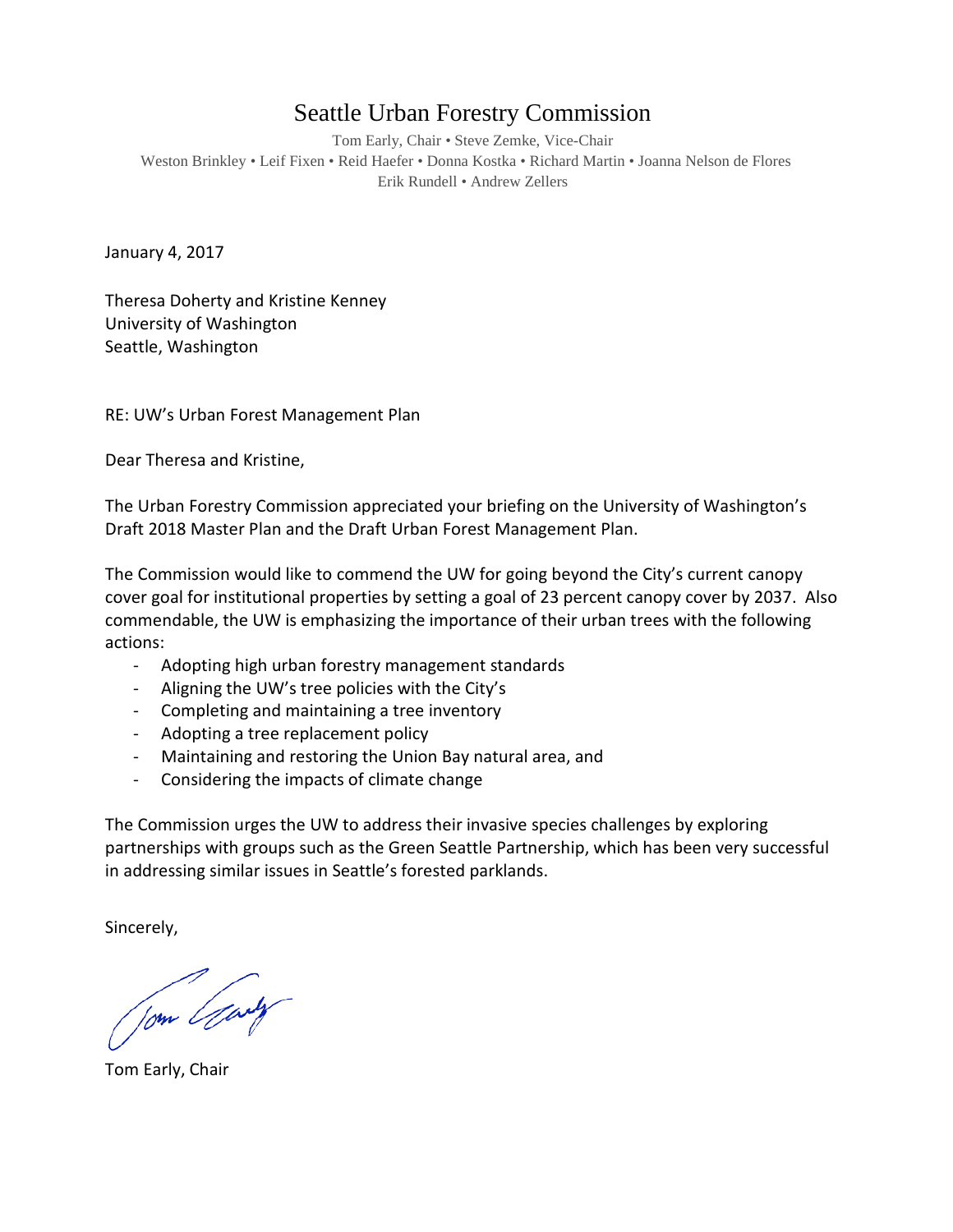# Seattle Urban Forestry Commission

Tom Early, Chair • Steve Zemke, Vice-Chair
Weston Brinkley • Leif Fixen • Reid Haefer • Donna Kostka • Richard Martin • Joanna Nelson de Flores
Erik Rundell • Andrew Zellers

January 4, 2017

Theresa Doherty and Kristine Kenney
University of Washington
Seattle, Washington

RE: UW's Urban Forest Management Plan

Dear Theresa and Kristine,

The Urban Forestry Commission appreciated your briefing on the University of Washington's Draft 2018 Master Plan and the Draft Urban Forest Management Plan.

The Commission would like to commend the UW for going beyond the City's current canopy cover goal for institutional properties by setting a goal of 23 percent canopy cover by 2037. Also commendable, the UW is emphasizing the importance of their urban trees with the following actions:

- Adopting high urban forestry management standards
- Aligning the UW's tree policies with the City's
- Completing and maintaining a tree inventory
- Adopting a tree replacement policy
- Maintaining and restoring the Union Bay natural area, and
- Considering the impacts of climate change

The Commission urges the UW to address their invasive species challenges by exploring partnerships with groups such as the Green Seattle Partnership, which has been very successful in addressing similar issues in Seattle's forested parklands.

Sincerely,

Tom Early, Chair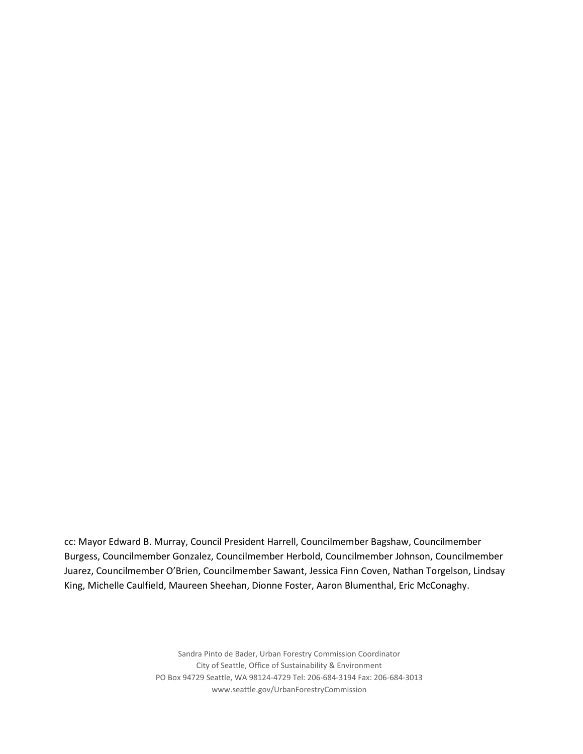cc: Mayor Edward B. Murray, Council President Harrell, Councilmember Bagshaw, Councilmember Burgess, Councilmember Gonzalez, Councilmember Herbold, Councilmember Johnson, Councilmember Juarez, Councilmember O'Brien, Councilmember Sawant, Jessica Finn Coven, Nathan Torgelson, Lindsay King, Michelle Caulfield, Maureen Sheehan, Dionne Foster, Aaron Blumenthal, Eric McConaghy.

Sandra Pinto de Bader, Urban Forestry Commission Coordinator
City of Seattle, Office of Sustainability & Environment
PO Box 94729 Seattle, WA 98124-4729 Tel: 206-684-3194 Fax: 206-684-3013
www.seattle.gov/UrbanForestryCommission